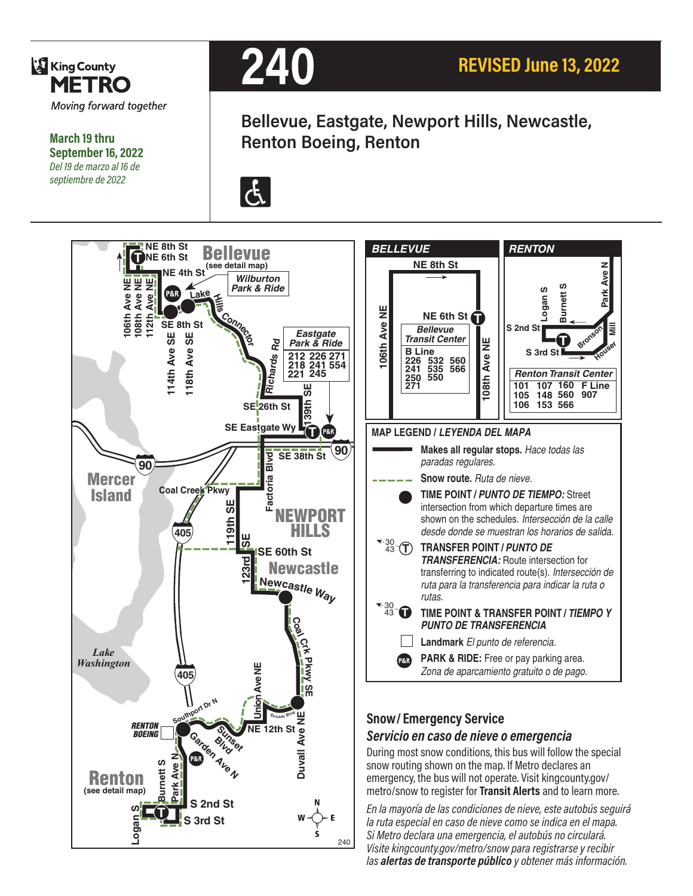King County METRO

*Moving forward together*

**March 19 thru September 16, 2022**

*Del 19 de marzo al 16 de septiembre de 2022*

# 240

## REVISED June 13, 2022

## Bellevue, Eastgate, Newport Hills, Newcastle, Renton Boeing, Renton

**Bellevue** (see detail map)

NE 8th St, NE 6th St, NE 4th St, 106th Ave NE, 108th Ave NE, 112th Ave NE, SE 8th St, 114th Ave SE, 118th Ave SE, Lake Hills Connector, Wilburton Park & Ride, Richards Rd, SE 26th St, 139th SE, SE Eastgate Wy, SE 38th St, Factoria Blvd, Coal Creek Pkwy, 119th SE, 123rd SE, SE 60th St, Newcastle Way, Coal Crk Pkwy SE, Union Ave NE, Sunset Blvd, NE 12th St, Duvall Ave NE, Southport Dr N, Garden Ave N, Park Ave N, Burnett S, Logan S, S 2nd St, S 3rd St

**Eastgate Park & Ride**: 212 226 271 218 241 554 221 245

Mercer Island, Lake Washington, Newport Hills, Newcastle, Renton Boeing, Renton (see detail map)

### BELLEVUE

NE 8th St, NE 6th St, 106th Ave NE, 108th Ave NE

**Bellevue Transit Center**: B Line, 226, 532, 560, 241, 535, 566, 250, 550, 271

### RENTON

S 2nd St, S 3rd St, Logan S, Burnett S, Park Ave N, Bronson, Houser, Mill

**Renton Transit Center**: 101, 107, 160, F Line, 105, 148, 560, 907, 106, 153, 566

### MAP LEGEND / *LEYENDA DEL MAPA*

- **Makes all regular stops.** *Hace todas las paradas regulares.*
- **Snow route.** *Ruta de nieve.*
- **TIME POINT / *PUNTO DE TIEMPO:*** Street intersection from which departure times are shown on the schedules. *Intersección de la calle desde donde se muestran los horarios de salida.*
- **TRANSFER POINT / *PUNTO DE TRANSFERENCIA:*** Route intersection for transferring to indicated route(s). *Intersección de ruta para la transferencia para indicar la ruta o rutas.*
- **TIME POINT & TRANSFER POINT / *TIEMPO Y PUNTO DE TRANSFERENCIA***
- **Landmark** *El punto de referencia.*
- **PARK & RIDE:** Free or pay parking area. *Zona de aparcamiento gratuito o de pago.*

## Snow / Emergency Service

## *Servicio en caso de nieve o emergencia*

During most snow conditions, this bus will follow the special snow routing shown on the map. If Metro declares an emergency, the bus will not operate. Visit kingcounty.gov/metro/snow to register for **Transit Alerts** and to learn more.

*En la mayoría de las condiciones de nieve, este autobús seguirá la ruta especial en caso de nieve como se indica en el mapa. Si Metro declara una emergencia, el autobús no circulará. Visite kingcounty.gov/metro/snow para registrarse y recibir las **alertas de transporte público** y obtener más información.*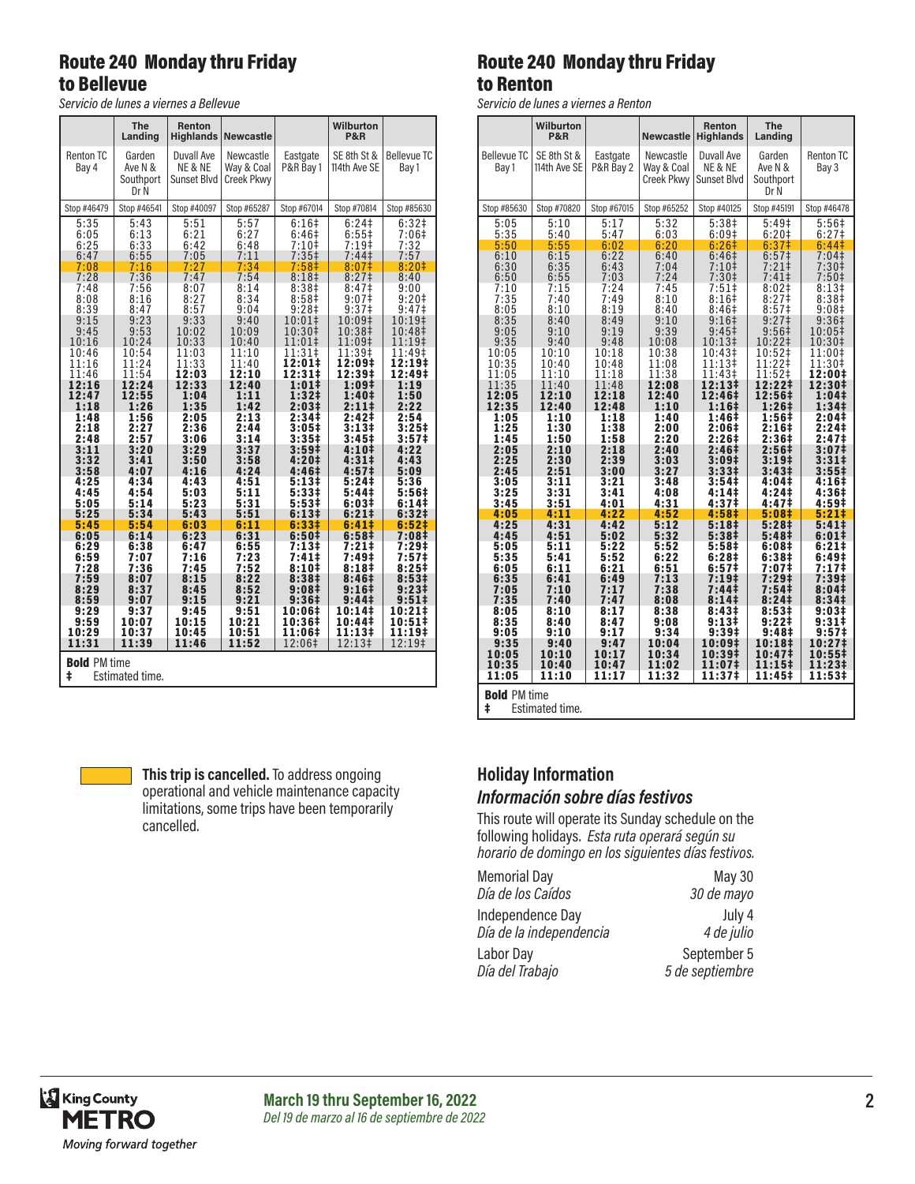## Route 240 Monday thru Friday to Bellevue

*Servicio de lunes a viernes a Bellevue*

| | The Landing | Renton Highlands | Newcastle | | Wilburton P&R | |
|---|---|---|---|---|---|---|
| Renton TC Bay 4 | Garden Ave N & Southport Dr N | Duvall Ave NE & NE Sunset Blvd | Newcastle Way & Coal Creek Pkwy | Eastgate P&R Bay 1 | SE 8th St & 114th Ave SE | Bellevue TC Bay 1 |
| Stop #46479 | Stop #46541 | Stop #40097 | Stop #65287 | Stop #67014 | Stop #70814 | Stop #85630 |
| 5:35 | 5:43 | 5:51 | 5:57 | 6:16‡ | 6:24‡ | 6:32‡ |
| 6:05 | 6:13 | 6:21 | 6:27 | 6:46‡ | 6:55‡ | 7:06‡ |
| 6:25 | 6:33 | 6:42 | 6:48 | 7:10‡ | 7:19‡ | 7:32 |
| 6:47 | 6:55 | 7:05 | 7:11 | 7:35‡ | 7:44‡ | 7:57 |
| 7:08 | 7:16 | 7:27 | 7:34 | 7:58‡ | 8:07‡ | 8:20‡ |
| 7:28 | 7:36 | 7:47 | 7:54 | 8:18‡ | 8:27‡ | 8:40 |
| 7:48 | 7:56 | 8:07 | 8:14 | 8:38‡ | 8:47‡ | 9:00 |
| 8:08 | 8:16 | 8:27 | 8:34 | 8:58‡ | 9:07‡ | 9:20‡ |
| 8:39 | 8:47 | 8:57 | 9:04 | 9:28‡ | 9:37‡ | 9:47‡ |
| 9:15 | 9:23 | 9:33 | 9:40 | 10:01‡ | 10:09‡ | 10:19‡ |
| 9:45 | 9:53 | 10:02 | 10:09 | 10:30‡ | 10:38‡ | 10:48‡ |
| 10:16 | 10:24 | 10:33 | 10:40 | 11:01‡ | 11:09‡ | 11:19‡ |
| 10:46 | 10:54 | 11:03 | 11:10 | 11:31‡ | 11:39‡ | 11:49‡ |
| 11:16 | 11:24 | 11:33 | 11:40 | **12:01‡** | **12:09‡** | **12:19‡** |
| 11:46 | 11:54 | **12:03** | **12:10** | **12:31‡** | **12:39‡** | **12:49‡** |
| **12:16** | **12:24** | **12:33** | **12:40** | **1:01‡** | **1:09‡** | **1:19** |
| **12:47** | **12:55** | **1:04** | **1:11** | **1:32‡** | **1:40‡** | **1:50** |
| **1:18** | **1:26** | **1:35** | **1:42** | **2:03‡** | **2:11‡** | **2:22** |
| **1:48** | **1:56** | **2:05** | **2:13** | **2:34‡** | **2:42‡** | **2:54** |
| **2:18** | **2:27** | **2:36** | **2:44** | **3:05‡** | **3:13‡** | **3:25‡** |
| **2:48** | **2:57** | **3:06** | **3:14** | **3:35‡** | **3:45‡** | **3:57‡** |
| **3:11** | **3:20** | **3:29** | **3:37** | **3:59‡** | **4:10‡** | **4:22** |
| **3:32** | **3:41** | **3:50** | **3:58** | **4:20‡** | **4:31‡** | **4:43** |
| **3:58** | **4:07** | **4:16** | **4:24** | **4:46‡** | **4:57‡** | **5:09** |
| **4:25** | **4:34** | **4:43** | **4:51** | **5:13‡** | **5:24‡** | **5:36** |
| **4:45** | **4:54** | **5:03** | **5:11** | **5:33‡** | **5:44‡** | **5:56‡** |
| **5:05** | **5:14** | **5:23** | **5:31** | **5:53‡** | **6:03‡** | **6:14‡** |
| **5:25** | **5:34** | **5:43** | **5:51** | **6:13‡** | **6:21‡** | **6:32‡** |
| **5:45** | **5:54** | **6:03** | **6:11** | **6:33‡** | **6:41‡** | **6:52‡** |
| **6:05** | **6:14** | **6:23** | **6:31** | **6:50‡** | **6:58‡** | **7:08‡** |
| **6:29** | **6:38** | **6:47** | **6:55** | **7:13‡** | **7:21‡** | **7:29‡** |
| **6:59** | **7:07** | **7:16** | **7:23** | **7:41‡** | **7:49‡** | **7:57‡** |
| **7:28** | **7:36** | **7:45** | **7:52** | **8:10‡** | **8:18‡** | **8:25‡** |
| **7:59** | **8:07** | **8:15** | **8:22** | **8:38‡** | **8:46‡** | **8:53‡** |
| **8:29** | **8:37** | **8:45** | **8:52** | **9:08‡** | **9:16‡** | **9:23‡** |
| **8:59** | **9:07** | **9:15** | **9:21** | **9:36‡** | **9:44‡** | **9:51‡** |
| **9:29** | **9:37** | **9:45** | **9:51** | **10:06‡** | **10:14‡** | **10:21‡** |
| **9:59** | **10:07** | **10:15** | **10:21** | **10:36‡** | **10:44‡** | **10:51‡** |
| **10:29** | **10:37** | **10:45** | **10:51** | **11:06‡** | **11:13‡** | **11:19‡** |
| **11:31** | **11:39** | **11:46** | **11:52** | 12:06‡ | 12:13‡ | 12:19‡ |

**Bold** PM time
‡ Estimated time.

## Route 240 Monday thru Friday to Renton

*Servicio de lunes a viernes a Renton*

| | Wilburton P&R | | Newcastle | Renton Highlands | The Landing | |
|---|---|---|---|---|---|---|
| Bellevue TC Bay 1 | SE 8th St & 114th Ave SE | Eastgate P&R Bay 2 | Newcastle Way & Coal Creek Pkwy | Duvall Ave NE & NE Sunset Blvd | Garden Ave N & Southport Dr N | Renton TC Bay 3 |
| Stop #85630 | Stop #70820 | Stop #67015 | Stop #65252 | Stop #40125 | Stop #45191 | Stop #46478 |
| 5:05 | 5:10 | 5:17 | 5:32 | 5:38‡ | 5:49‡ | 5:56‡ |
| 5:35 | 5:40 | 5:47 | 6:03 | 6:09‡ | 6:20‡ | 6:27‡ |
| 5:50 | 5:55 | 6:02 | 6:20 | 6:26‡ | 6:37‡ | 6:44‡ |
| 6:10 | 6:15 | 6:22 | 6:40 | 6:46‡ | 6:57‡ | 7:04‡ |
| 6:30 | 6:35 | 6:43 | 7:04 | 7:10‡ | 7:21‡ | 7:30‡ |
| 6:50 | 6:55 | 7:03 | 7:24 | 7:30‡ | 7:41‡ | 7:50‡ |
| 7:10 | 7:15 | 7:24 | 7:45 | 7:51‡ | 8:02‡ | 8:13‡ |
| 7:35 | 7:40 | 7:49 | 8:10 | 8:16‡ | 8:27‡ | 8:38‡ |
| 8:05 | 8:10 | 8:19 | 8:40 | 8:46‡ | 8:57‡ | 9:08‡ |
| 8:35 | 8:40 | 8:49 | 9:10 | 9:16‡ | 9:27‡ | 9:36‡ |
| 9:05 | 9:10 | 9:19 | 9:39 | 9:45‡ | 9:56‡ | 10:05‡ |
| 9:35 | 9:40 | 9:48 | 10:08 | 10:13‡ | 10:22‡ | 10:30‡ |
| 10:05 | 10:10 | 10:18 | 10:38 | 10:43‡ | 10:52‡ | 11:00‡ |
| 10:35 | 10:40 | 10:48 | 11:08 | 11:13‡ | 11:22‡ | 11:30‡ |
| 11:05 | 11:10 | 11:18 | 11:38 | 11:43‡ | 11:52‡ | **12:00‡** |
| 11:35 | 11:40 | 11:48 | **12:08** | **12:13‡** | **12:22‡** | **12:30‡** |
| **12:05** | **12:10** | **12:18** | **12:40** | **12:46‡** | **12:56‡** | **1:04‡** |
| **12:35** | **12:40** | **12:48** | **1:10** | **1:16‡** | **1:26‡** | **1:34‡** |
| **1:05** | **1:10** | **1:18** | **1:40** | **1:46‡** | **1:56‡** | **2:04‡** |
| **1:25** | **1:30** | **1:38** | **2:00** | **2:06‡** | **2:16‡** | **2:24‡** |
| **1:45** | **1:50** | **1:58** | **2:20** | **2:26‡** | **2:36‡** | **2:47‡** |
| **2:05** | **2:10** | **2:18** | **2:40** | **2:46‡** | **2:56‡** | **3:07‡** |
| **2:25** | **2:30** | **2:39** | **3:03** | **3:09‡** | **3:19‡** | **3:31‡** |
| **2:45** | **2:51** | **3:00** | **3:27** | **3:33‡** | **3:43‡** | **3:55‡** |
| **3:05** | **3:11** | **3:21** | **3:48** | **3:54‡** | **4:04‡** | **4:16‡** |
| **3:25** | **3:31** | **3:41** | **4:08** | **4:14‡** | **4:24‡** | **4:36‡** |
| **3:45** | **3:51** | **4:01** | **4:31** | **4:37‡** | **4:47‡** | **4:59‡** |
| **4:05** | **4:11** | **4:22** | **4:52** | **4:58‡** | **5:08‡** | **5:21‡** |
| **4:25** | **4:31** | **4:42** | **5:12** | **5:18‡** | **5:28‡** | **5:41‡** |
| **4:45** | **4:51** | **5:02** | **5:32** | **5:38‡** | **5:48‡** | **6:01‡** |
| **5:05** | **5:11** | **5:22** | **5:52** | **5:58‡** | **6:08‡** | **6:21‡** |
| **5:35** | **5:41** | **5:52** | **6:22** | **6:28‡** | **6:38‡** | **6:49‡** |
| **6:05** | **6:11** | **6:21** | **6:51** | **6:57‡** | **7:07‡** | **7:17‡** |
| **6:35** | **6:41** | **6:49** | **7:13** | **7:19‡** | **7:29‡** | **7:39‡** |
| **7:05** | **7:10** | **7:17** | **7:38** | **7:44‡** | **7:54‡** | **8:04‡** |
| **7:35** | **7:40** | **7:47** | **8:08** | **8:14‡** | **8:24‡** | **8:34‡** |
| **8:05** | **8:10** | **8:17** | **8:38** | **8:43‡** | **8:53‡** | **9:03‡** |
| **8:35** | **8:40** | **8:47** | **9:08** | **9:13‡** | **9:22‡** | **9:31‡** |
| **9:05** | **9:10** | **9:17** | **9:34** | **9:39‡** | **9:48‡** | **9:57‡** |
| **9:35** | **9:40** | **9:47** | **10:04** | **10:09‡** | **10:18‡** | **10:27‡** |
| **10:05** | **10:10** | **10:17** | **10:34** | **10:39‡** | **10:47‡** | **10:55‡** |
| **10:35** | **10:40** | **10:47** | **11:02** | **11:07‡** | **11:15‡** | **11:23‡** |
| **11:05** | **11:10** | **11:17** | **11:32** | **11:37‡** | **11:45‡** | **11:53‡** |

**Bold** PM time
‡ Estimated time.

**This trip is cancelled.** To address ongoing operational and vehicle maintenance capacity limitations, some trips have been temporarily cancelled.

## Holiday Information

### *Información sobre días festivos*

This route will operate its Sunday schedule on the following holidays. *Esta ruta operará según su horario de domingo en los siguientes días festivos.*

| | |
|---|---|
| Memorial Day *Día de los Caídos* | May 30 *30 de mayo* |
| Independence Day *Día de la independencia* | July 4 *4 de julio* |
| Labor Day *Día del Trabajo* | September 5 *5 de septiembre* |

King County METRO *Moving forward together*

**March 19 thru September 16, 2022**
*Del 19 de marzo al 16 de septiembre de 2022*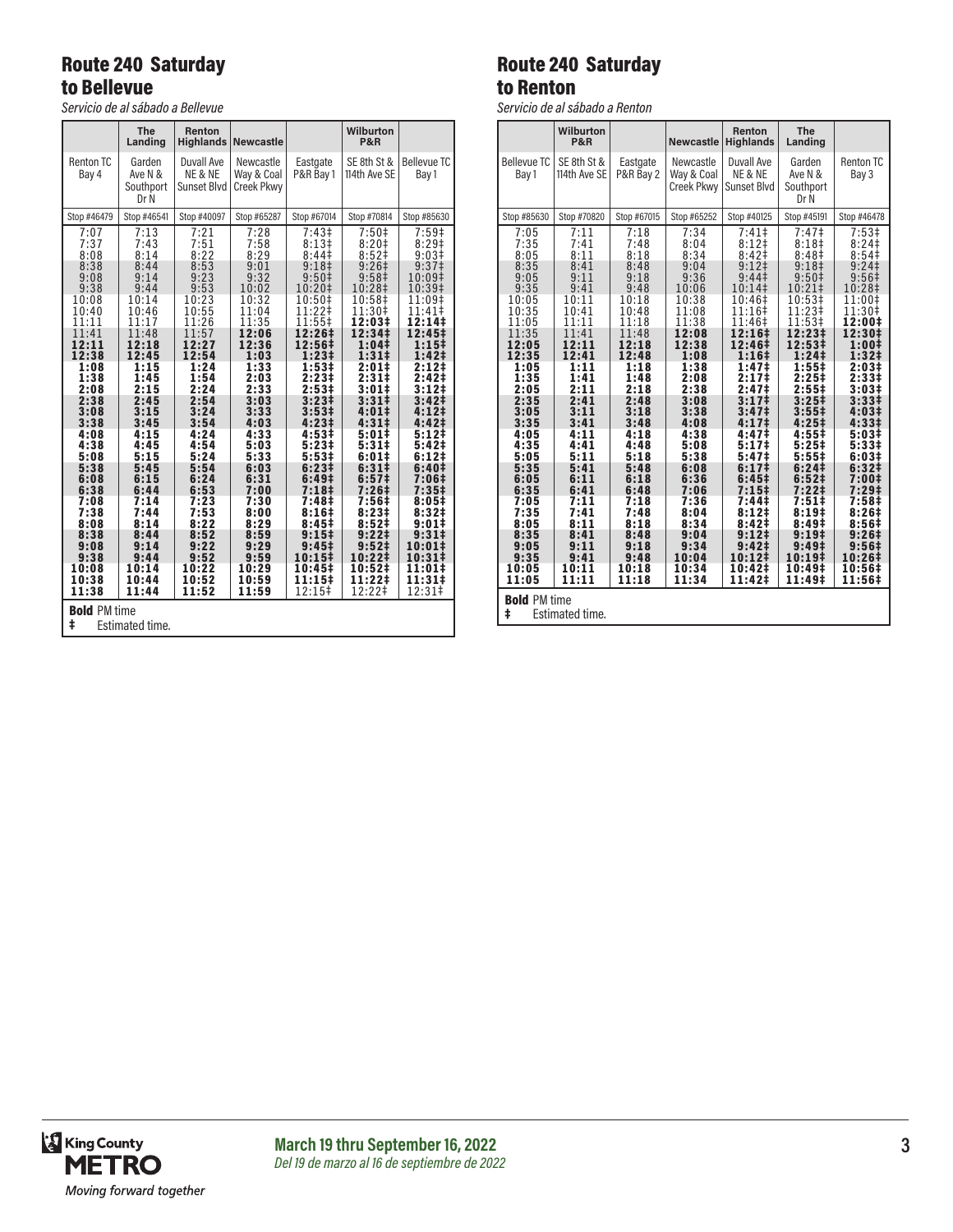## Route 240 Saturday to Bellevue

*Servicio de al sábado a Bellevue*

| | The Landing | Renton Highlands | Newcastle | | Wilburton P&R | |
|---|---|---|---|---|---|---|
| Renton TC Bay 4 | Garden Ave N & Southport Dr N | Duvall Ave NE & NE Sunset Blvd | Newcastle Way & Coal Creek Pkwy | Eastgate P&R Bay 1 | SE 8th St & 114th Ave SE | Bellevue TC Bay 1 |
| Stop #46479 | Stop #46541 | Stop #40097 | Stop #65287 | Stop #67014 | Stop #70814 | Stop #85630 |
| 7:07 | 7:13 | 7:21 | 7:28 | 7:43‡ | 7:50‡ | 7:59‡ |
| 7:37 | 7:43 | 7:51 | 7:58 | 8:13‡ | 8:20‡ | 8:29‡ |
| 8:08 | 8:14 | 8:22 | 8:29 | 8:44‡ | 8:52‡ | 9:03‡ |
| 8:38 | 8:44 | 8:53 | 9:01 | 9:18‡ | 9:26‡ | 9:37‡ |
| 9:08 | 9:14 | 9:23 | 9:32 | 9:50‡ | 9:58‡ | 10:09‡ |
| 9:38 | 9:44 | 9:53 | 10:02 | 10:20‡ | 10:28‡ | 10:39‡ |
| 10:08 | 10:14 | 10:23 | 10:32 | 10:50‡ | 10:58‡ | 11:09‡ |
| 10:40 | 10:46 | 10:55 | 11:04 | 11:22‡ | 11:30‡ | 11:41‡ |
| 11:11 | 11:17 | 11:26 | 11:35 | 11:55‡ | **12:03‡** | **12:14‡** |
| 11:41 | 11:48 | 11:57 | **12:06** | **12:26‡** | **12:34‡** | **12:45‡** |
| **12:11** | **12:18** | **12:27** | **12:36** | **12:56‡** | **1:04‡** | **1:15‡** |
| **12:38** | **12:45** | **12:54** | **1:03** | **1:23‡** | **1:31‡** | **1:42‡** |
| **1:08** | **1:15** | **1:24** | **1:33** | **1:53‡** | **2:01‡** | **2:12‡** |
| **1:38** | **1:45** | **1:54** | **2:03** | **2:23‡** | **2:31‡** | **2:42‡** |
| **2:08** | **2:15** | **2:24** | **2:33** | **2:53‡** | **3:01‡** | **3:12‡** |
| **2:38** | **2:45** | **2:54** | **3:03** | **3:23‡** | **3:31‡** | **3:42‡** |
| **3:08** | **3:15** | **3:24** | **3:33** | **3:53‡** | **4:01‡** | **4:12‡** |
| **3:38** | **3:45** | **3:54** | **4:03** | **4:23‡** | **4:31‡** | **4:42‡** |
| **4:08** | **4:15** | **4:24** | **4:33** | **4:53‡** | **5:01‡** | **5:12‡** |
| **4:38** | **4:45** | **4:54** | **5:03** | **5:23‡** | **5:31‡** | **5:42‡** |
| **5:08** | **5:15** | **5:24** | **5:33** | **5:53‡** | **6:01‡** | **6:12‡** |
| **5:38** | **5:45** | **5:54** | **6:03** | **6:23‡** | **6:31‡** | **6:40‡** |
| **6:08** | **6:15** | **6:24** | **6:31** | **6:49‡** | **6:57‡** | **7:06‡** |
| **6:38** | **6:44** | **6:53** | **7:00** | **7:18‡** | **7:26‡** | **7:35‡** |
| **7:08** | **7:14** | **7:23** | **7:30** | **7:48‡** | **7:56‡** | **8:05‡** |
| **7:38** | **7:44** | **7:53** | **8:00** | **8:16‡** | **8:23‡** | **8:32‡** |
| **8:08** | **8:14** | **8:22** | **8:29** | **8:45‡** | **8:52‡** | **9:01‡** |
| **8:38** | **8:44** | **8:52** | **8:59** | **9:15‡** | **9:22‡** | **9:31‡** |
| **9:08** | **9:14** | **9:22** | **9:29** | **9:45‡** | **9:52‡** | **10:01‡** |
| **9:38** | **9:44** | **9:52** | **9:59** | **10:15‡** | **10:22‡** | **10:31‡** |
| **10:08** | **10:14** | **10:22** | **10:29** | **10:45‡** | **10:52‡** | **11:01‡** |
| **10:38** | **10:44** | **10:52** | **10:59** | **11:15‡** | **11:22‡** | **11:31‡** |
| **11:38** | **11:44** | **11:52** | **11:59** | 12:15‡ | 12:22‡ | 12:31‡ |

**Bold** PM time
‡ Estimated time.

## Route 240 Saturday to Renton

*Servicio de al sábado a Renton*

| | Wilburton P&R | | Newcastle | Renton Highlands | The Landing | |
|---|---|---|---|---|---|---|
| Bellevue TC Bay 1 | SE 8th St & 114th Ave SE | Eastgate P&R Bay 2 | Newcastle Way & Coal Creek Pkwy | Duvall Ave NE & NE Sunset Blvd | Garden Ave N & Southport Dr N | Renton TC Bay 3 |
| Stop #85630 | Stop #70820 | Stop #67015 | Stop #65252 | Stop #40125 | Stop #45191 | Stop #46478 |
| 7:05 | 7:11 | 7:18 | 7:34 | 7:41‡ | 7:47‡ | 7:53‡ |
| 7:35 | 7:41 | 7:48 | 8:04 | 8:12‡ | 8:18‡ | 8:24‡ |
| 8:05 | 8:11 | 8:18 | 8:34 | 8:42‡ | 8:48‡ | 8:54‡ |
| 8:35 | 8:41 | 8:48 | 9:04 | 9:12‡ | 9:18‡ | 9:24‡ |
| 9:05 | 9:11 | 9:18 | 9:36 | 9:44‡ | 9:50‡ | 9:56‡ |
| 9:35 | 9:41 | 9:48 | 10:06 | 10:14‡ | 10:21‡ | 10:28‡ |
| 10:05 | 10:11 | 10:18 | 10:38 | 10:46‡ | 10:53‡ | 11:00‡ |
| 10:35 | 10:41 | 10:48 | 11:08 | 11:16‡ | 11:23‡ | 11:30‡ |
| 11:05 | 11:11 | 11:18 | 11:38 | 11:46‡ | 11:53‡ | **12:00‡** |
| 11:35 | 11:41 | 11:48 | **12:08** | **12:16‡** | **12:23‡** | **12:30‡** |
| **12:05** | **12:11** | **12:18** | **12:38** | **12:46‡** | **12:53‡** | **1:00‡** |
| **12:35** | **12:41** | **12:48** | **1:08** | **1:16‡** | **1:24‡** | **1:32‡** |
| **1:05** | **1:11** | **1:18** | **1:38** | **1:47‡** | **1:55‡** | **2:03‡** |
| **1:35** | **1:41** | **1:48** | **2:08** | **2:17‡** | **2:25‡** | **2:33‡** |
| **2:05** | **2:11** | **2:18** | **2:38** | **2:47‡** | **2:55‡** | **3:03‡** |
| **2:35** | **2:41** | **2:48** | **3:08** | **3:17‡** | **3:25‡** | **3:33‡** |
| **3:05** | **3:11** | **3:18** | **3:38** | **3:47‡** | **3:55‡** | **4:03‡** |
| **3:35** | **3:41** | **3:48** | **4:08** | **4:17‡** | **4:25‡** | **4:33‡** |
| **4:05** | **4:11** | **4:18** | **4:38** | **4:47‡** | **4:55‡** | **5:03‡** |
| **4:35** | **4:41** | **4:48** | **5:08** | **5:17‡** | **5:25‡** | **5:33‡** |
| **5:05** | **5:11** | **5:18** | **5:38** | **5:47‡** | **5:55‡** | **6:03‡** |
| **5:35** | **5:41** | **5:48** | **6:08** | **6:17‡** | **6:24‡** | **6:32‡** |
| **6:05** | **6:11** | **6:18** | **6:36** | **6:45‡** | **6:52‡** | **7:00‡** |
| **6:35** | **6:41** | **6:48** | **7:06** | **7:15‡** | **7:22‡** | **7:29‡** |
| **7:05** | **7:11** | **7:18** | **7:36** | **7:44‡** | **7:51‡** | **7:58‡** |
| **7:35** | **7:41** | **7:48** | **8:04** | **8:12‡** | **8:19‡** | **8:26‡** |
| **8:05** | **8:11** | **8:18** | **8:34** | **8:42‡** | **8:49‡** | **8:56‡** |
| **8:35** | **8:41** | **8:48** | **9:04** | **9:12‡** | **9:19‡** | **9:26‡** |
| **9:05** | **9:11** | **9:18** | **9:34** | **9:42‡** | **9:49‡** | **9:56‡** |
| **9:35** | **9:41** | **9:48** | **10:04** | **10:12‡** | **10:19‡** | **10:26‡** |
| **10:05** | **10:11** | **10:18** | **10:34** | **10:42‡** | **10:49‡** | **10:56‡** |
| **11:05** | **11:11** | **11:18** | **11:34** | **11:42‡** | **11:49‡** | **11:56‡** |

**Bold** PM time
‡ Estimated time.

**March 19 thru September 16, 2022**
*Del 19 de marzo al 16 de septiembre de 2022*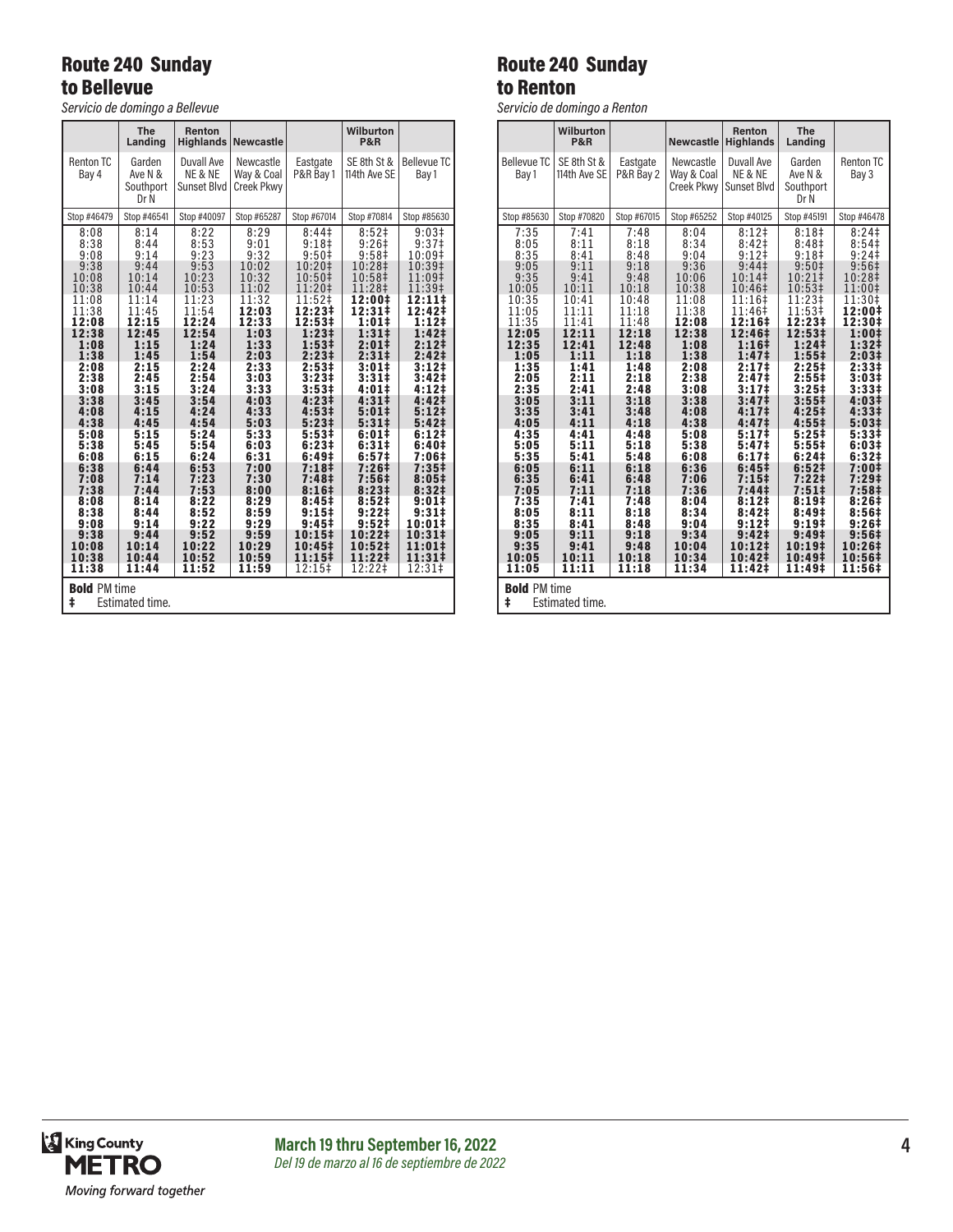## Route 240 Sunday to Bellevue

*Servicio de domingo a Bellevue*

| | The Landing | Renton Highlands | Newcastle | | Wilburton P&R | |
|---|---|---|---|---|---|---|
| Renton TC Bay 4 | Garden Ave N & Southport Dr N | Duvall Ave NE & NE Sunset Blvd | Newcastle Way & Coal Creek Pkwy | Eastgate P&R Bay 1 | SE 8th St & 114th Ave SE | Bellevue TC Bay 1 |
| Stop #46479 | Stop #46541 | Stop #40097 | Stop #65287 | Stop #67014 | Stop #70814 | Stop #85630 |
| 8:08 | 8:14 | 8:22 | 8:29 | 8:44‡ | 8:52‡ | 9:03‡ |
| 8:38 | 8:44 | 8:53 | 9:01 | 9:18‡ | 9:26‡ | 9:37‡ |
| 9:08 | 9:14 | 9:23 | 9:32 | 9:50‡ | 9:58‡ | 10:09‡ |
| 9:38 | 9:44 | 9:53 | 10:02 | 10:20‡ | 10:28‡ | 10:39‡ |
| 10:08 | 10:14 | 10:23 | 10:32 | 10:50‡ | 10:58‡ | 11:09‡ |
| 10:38 | 10:44 | 10:53 | 11:02 | 11:20‡ | 11:28‡ | 11:39‡ |
| 11:08 | 11:14 | 11:23 | 11:32 | 11:52‡ | **12:00‡** | **12:11‡** |
| 11:38 | 11:45 | 11:54 | **12:03** | **12:23‡** | **12:31‡** | **12:42‡** |
| **12:08** | **12:15** | **12:24** | **12:33** | **12:53‡** | **1:01‡** | **1:12‡** |
| **12:38** | **12:45** | **12:54** | **1:03** | **1:23‡** | **1:31‡** | **1:42‡** |
| **1:08** | **1:15** | **1:24** | **1:33** | **1:53‡** | **2:01‡** | **2:12‡** |
| **1:38** | **1:45** | **1:54** | **2:03** | **2:23‡** | **2:31‡** | **2:42‡** |
| **2:08** | **2:15** | **2:24** | **2:33** | **2:53‡** | **3:01‡** | **3:12‡** |
| **2:38** | **2:45** | **2:54** | **3:03** | **3:23‡** | **3:31‡** | **3:42‡** |
| **3:08** | **3:15** | **3:24** | **3:33** | **3:53‡** | **4:01‡** | **4:12‡** |
| **3:38** | **3:45** | **3:54** | **4:03** | **4:23‡** | **4:31‡** | **4:42‡** |
| **4:08** | **4:15** | **4:24** | **4:33** | **4:53‡** | **5:01‡** | **5:12‡** |
| **4:38** | **4:45** | **4:54** | **5:03** | **5:23‡** | **5:31‡** | **5:42‡** |
| **5:08** | **5:15** | **5:24** | **5:33** | **5:53‡** | **6:01‡** | **6:12‡** |
| **5:38** | **5:45** | **5:54** | **6:03** | **6:23‡** | **6:31‡** | **6:40‡** |
| **6:08** | **6:15** | **6:24** | **6:31** | **6:49‡** | **6:57‡** | **7:06‡** |
| **6:38** | **6:44** | **6:53** | **7:00** | **7:18‡** | **7:26‡** | **7:35‡** |
| **7:08** | **7:14** | **7:23** | **7:30** | **7:48‡** | **7:56‡** | **8:05‡** |
| **7:38** | **7:44** | **7:53** | **8:00** | **8:16‡** | **8:23‡** | **8:32‡** |
| **8:08** | **8:14** | **8:22** | **8:29** | **8:45‡** | **8:52‡** | **9:01‡** |
| **8:38** | **8:44** | **8:52** | **8:59** | **9:15‡** | **9:22‡** | **9:31‡** |
| **9:08** | **9:14** | **9:22** | **9:29** | **9:45‡** | **9:52‡** | **10:01‡** |
| **9:38** | **9:44** | **9:52** | **9:59** | **10:15‡** | **10:22‡** | **10:31‡** |
| **10:08** | **10:14** | **10:22** | **10:29** | **10:45‡** | **10:52‡** | **11:01‡** |
| **10:38** | **10:44** | **10:52** | **10:59** | **11:15‡** | **11:22‡** | **11:31‡** |
| **11:38** | **11:44** | **11:52** | **11:59** | 12:15‡ | 12:22‡ | 12:31‡ |

**Bold** PM time
‡ Estimated time.

## Route 240 Sunday to Renton

*Servicio de domingo a Renton*

| | Wilburton P&R | | Newcastle | Renton Highlands | The Landing | |
|---|---|---|---|---|---|---|
| Bellevue TC Bay 1 | SE 8th St & 114th Ave SE | Eastgate P&R Bay 2 | Newcastle Way & Coal Creek Pkwy | Duvall Ave NE & NE Sunset Blvd | Garden Ave N & Southport Dr N | Renton TC Bay 3 |
| Stop #85630 | Stop #70820 | Stop #67015 | Stop #65252 | Stop #40125 | Stop #45191 | Stop #46478 |
| 7:35 | 7:41 | 7:48 | 8:04 | 8:12‡ | 8:18‡ | 8:24‡ |
| 8:05 | 8:11 | 8:18 | 8:34 | 8:42‡ | 8:48‡ | 8:54‡ |
| 8:35 | 8:41 | 8:48 | 9:04 | 9:12‡ | 9:18‡ | 9:24‡ |
| 9:05 | 9:11 | 9:18 | 9:36 | 9:44‡ | 9:50‡ | 9:56‡ |
| 9:35 | 9:41 | 9:48 | 10:06 | 10:14‡ | 10:21‡ | 10:28‡ |
| 10:05 | 10:11 | 10:18 | 10:38 | 10:46‡ | 10:53‡ | 11:00‡ |
| 10:35 | 10:41 | 10:48 | 11:08 | 11:16‡ | 11:23‡ | 11:30‡ |
| 11:05 | 11:11 | 11:18 | 11:38 | 11:46‡ | 11:53‡ | **12:00‡** |
| 11:35 | 11:41 | 11:48 | **12:08** | **12:16‡** | **12:23‡** | **12:30‡** |
| **12:05** | **12:11** | **12:18** | **12:38** | **12:46‡** | **12:53‡** | **1:00‡** |
| **12:35** | **12:41** | **12:48** | **1:08** | **1:16‡** | **1:24‡** | **1:32‡** |
| **1:05** | **1:11** | **1:18** | **1:38** | **1:47‡** | **1:55‡** | **2:03‡** |
| **1:35** | **1:41** | **1:48** | **2:08** | **2:17‡** | **2:25‡** | **2:33‡** |
| **2:05** | **2:11** | **2:18** | **2:38** | **2:47‡** | **2:55‡** | **3:03‡** |
| **2:35** | **2:41** | **2:48** | **3:08** | **3:17‡** | **3:25‡** | **3:33‡** |
| **3:05** | **3:11** | **3:18** | **3:38** | **3:47‡** | **3:55‡** | **4:03‡** |
| **3:35** | **3:41** | **3:48** | **4:08** | **4:17‡** | **4:25‡** | **4:33‡** |
| **4:05** | **4:11** | **4:18** | **4:38** | **4:47‡** | **4:55‡** | **5:03‡** |
| **4:35** | **4:41** | **4:48** | **5:08** | **5:17‡** | **5:25‡** | **5:33‡** |
| **5:05** | **5:11** | **5:18** | **5:38** | **5:47‡** | **5:55‡** | **6:03‡** |
| **5:35** | **5:41** | **5:48** | **6:08** | **6:17‡** | **6:24‡** | **6:32‡** |
| **6:05** | **6:11** | **6:18** | **6:36** | **6:45‡** | **6:52‡** | **7:00‡** |
| **6:35** | **6:41** | **6:48** | **7:06** | **7:15‡** | **7:22‡** | **7:29‡** |
| **7:05** | **7:11** | **7:18** | **7:36** | **7:44‡** | **7:51‡** | **7:58‡** |
| **7:35** | **7:41** | **7:48** | **8:04** | **8:12‡** | **8:19‡** | **8:26‡** |
| **8:05** | **8:11** | **8:18** | **8:34** | **8:42‡** | **8:49‡** | **8:56‡** |
| **8:35** | **8:41** | **8:48** | **9:04** | **9:12‡** | **9:19‡** | **9:26‡** |
| **9:05** | **9:11** | **9:18** | **9:34** | **9:42‡** | **9:49‡** | **9:56‡** |
| **9:35** | **9:41** | **9:48** | **10:04** | **10:12‡** | **10:19‡** | **10:26‡** |
| **10:05** | **10:11** | **10:18** | **10:34** | **10:42‡** | **10:49‡** | **10:56‡** |
| **11:05** | **11:11** | **11:18** | **11:34** | **11:42‡** | **11:49‡** | **11:56‡** |

**Bold** PM time
‡ Estimated time.

King County METRO
*Moving forward together*

**March 19 thru September 16, 2022**
*Del 19 de marzo al 16 de septiembre de 2022*